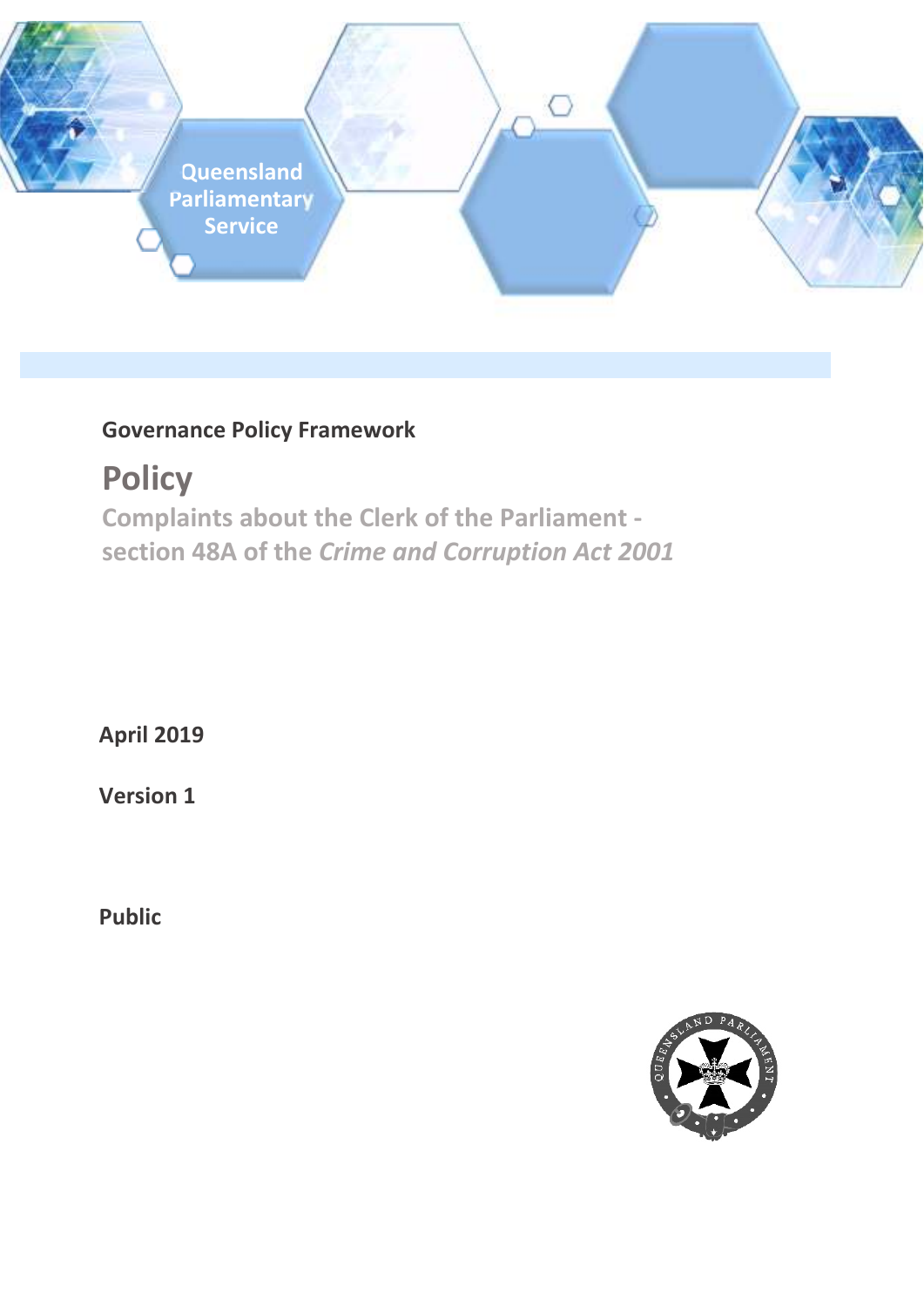Queensland Parliamentary Service

**Governance Policy Framework**

# Policy

## Complaints about the Clerk of the Parliament - section 48A of the *Crime and Corruption Act 2001*

**April 2019**

**Version 1**

**Public**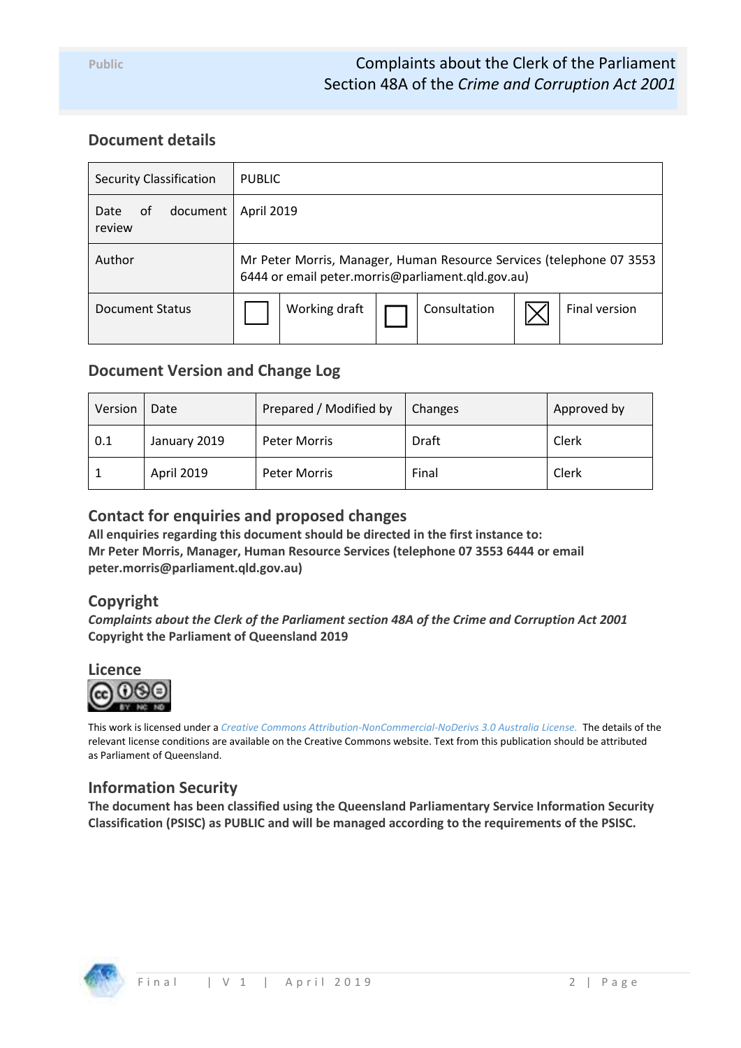## Document details

| Security Classification | PUBLIC | | | | | |
|---|---|---|---|---|---|---|
| Date of document review | April 2019 | | | | | |
| Author | Mr Peter Morris, Manager, Human Resource Services (telephone 07 3553 6444 or email peter.morris@parliament.qld.gov.au) | | | | | |
| Document Status | ☐ | Working draft | ☐ | Consultation | ☒ | Final version |

## Document Version and Change Log

| Version | Date | Prepared / Modified by | Changes | Approved by |
|---|---|---|---|---|
| 0.1 | January 2019 | Peter Morris | Draft | Clerk |
| 1 | April 2019 | Peter Morris | Final | Clerk |

## Contact for enquiries and proposed changes

**All enquiries regarding this document should be directed in the first instance to:**
**Mr Peter Morris, Manager, Human Resource Services (telephone 07 3553 6444 or email peter.morris@parliament.qld.gov.au)**

## Copyright

***Complaints about the Clerk of the Parliament section 48A of the Crime and Corruption Act 2001***
**Copyright the Parliament of Queensland 2019**

## Licence

This work is licensed under a *Creative Commons Attribution-NonCommercial-NoDerivs 3.0 Australia License.* The details of the relevant license conditions are available on the Creative Commons website. Text from this publication should be attributed as Parliament of Queensland.

## Information Security

**The document has been classified using the Queensland Parliamentary Service Information Security Classification (PSISC) as PUBLIC and will be managed according to the requirements of the PSISC.**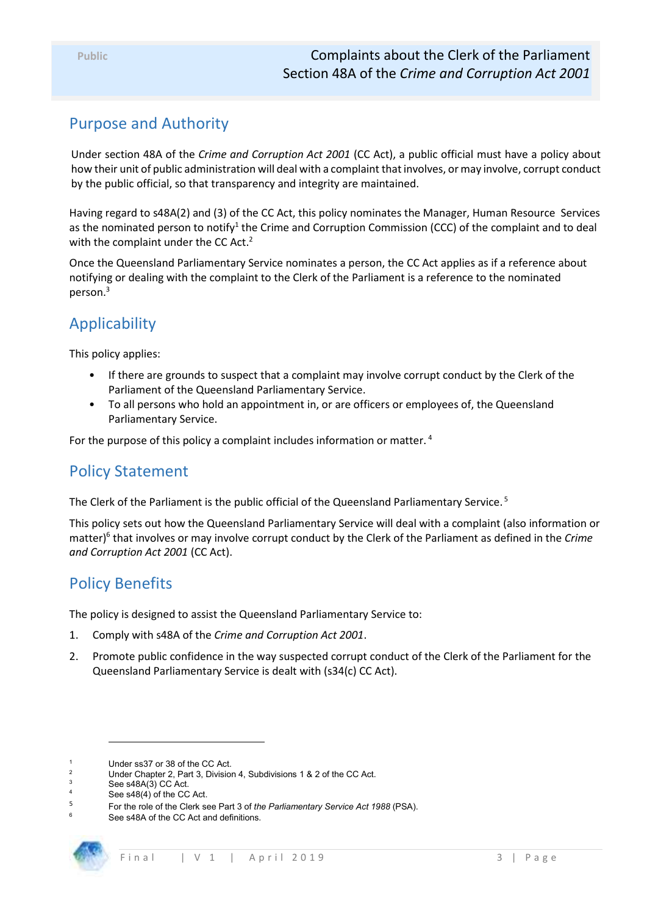## Purpose and Authority

Under section 48A of the *Crime and Corruption Act 2001* (CC Act), a public official must have a policy about how their unit of public administration will deal with a complaint that involves, or may involve, corrupt conduct by the public official, so that transparency and integrity are maintained.

Having regard to s48A(2) and (3) of the CC Act, this policy nominates the Manager, Human Resource Services as the nominated person to notify[1] the Crime and Corruption Commission (CCC) of the complaint and to deal with the complaint under the CC Act.[2]

Once the Queensland Parliamentary Service nominates a person, the CC Act applies as if a reference about notifying or dealing with the complaint to the Clerk of the Parliament is a reference to the nominated person.[3]

## Applicability

This policy applies:

- If there are grounds to suspect that a complaint may involve corrupt conduct by the Clerk of the Parliament of the Queensland Parliamentary Service.
- To all persons who hold an appointment in, or are officers or employees of, the Queensland Parliamentary Service.

For the purpose of this policy a complaint includes information or matter.[4]

## Policy Statement

The Clerk of the Parliament is the public official of the Queensland Parliamentary Service.[5]

This policy sets out how the Queensland Parliamentary Service will deal with a complaint (also information or matter)[6] that involves or may involve corrupt conduct by the Clerk of the Parliament as defined in the *Crime and Corruption Act 2001* (CC Act).

## Policy Benefits

The policy is designed to assist the Queensland Parliamentary Service to:

1. Comply with s48A of the *Crime and Corruption Act 2001*.
2. Promote public confidence in the way suspected corrupt conduct of the Clerk of the Parliament for the Queensland Parliamentary Service is dealt with (s34(c) CC Act).

---

[1] Under ss37 or 38 of the CC Act.
[2] Under Chapter 2, Part 3, Division 4, Subdivisions 1 & 2 of the CC Act.
[3] See s48A(3) CC Act.
[4] See s48(4) of the CC Act.
[5] For the role of the Clerk see Part 3 of *the Parliamentary Service Act 1988* (PSA).
[6] See s48A of the CC Act and definitions.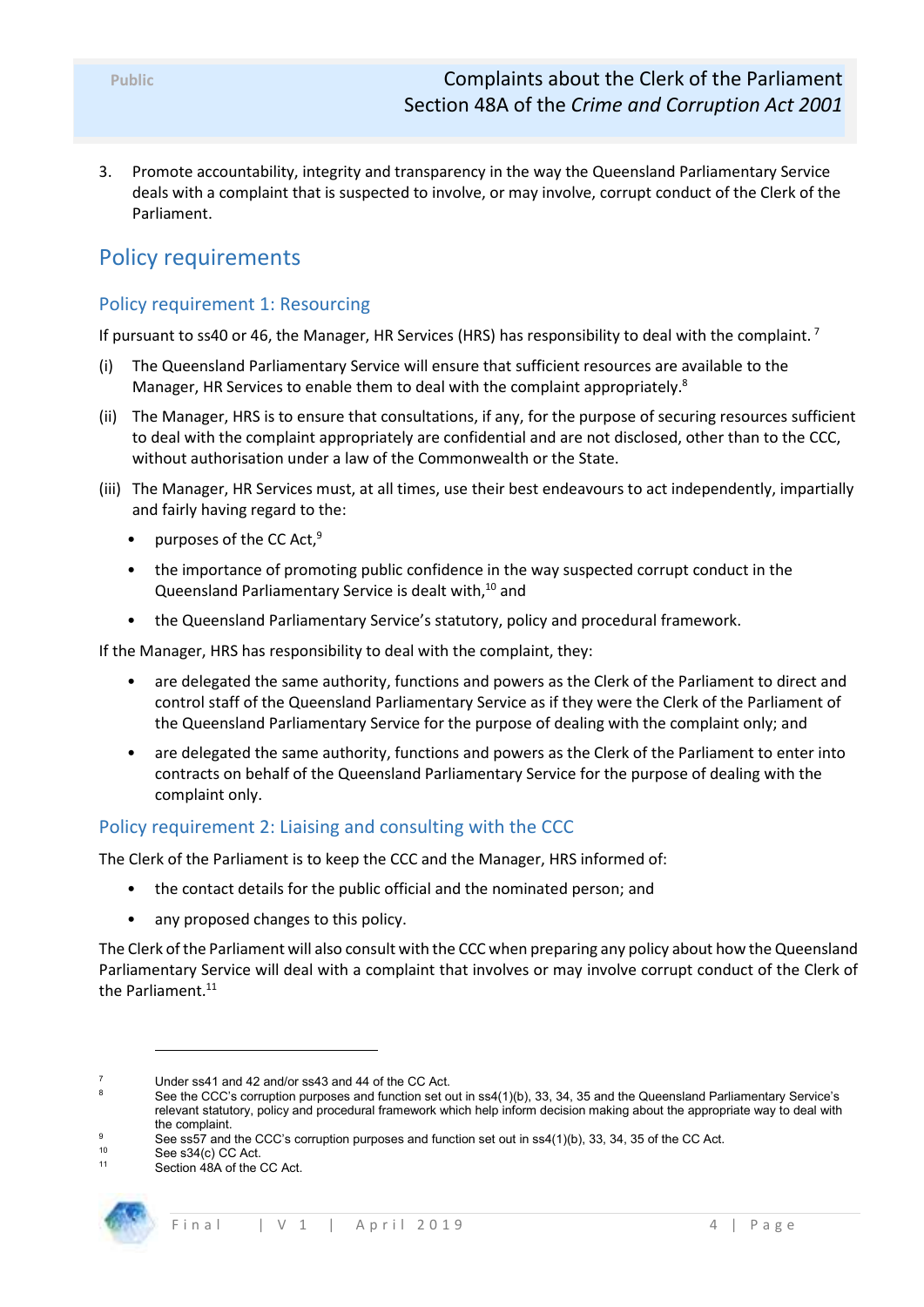3. Promote accountability, integrity and transparency in the way the Queensland Parliamentary Service deals with a complaint that is suspected to involve, or may involve, corrupt conduct of the Clerk of the Parliament.

## Policy requirements

### Policy requirement 1: Resourcing

If pursuant to ss40 or 46, the Manager, HR Services (HRS) has responsibility to deal with the complaint. [7]

(i) The Queensland Parliamentary Service will ensure that sufficient resources are available to the Manager, HR Services to enable them to deal with the complaint appropriately.[8]

(ii) The Manager, HRS is to ensure that consultations, if any, for the purpose of securing resources sufficient to deal with the complaint appropriately are confidential and are not disclosed, other than to the CCC, without authorisation under a law of the Commonwealth or the State.

(iii) The Manager, HR Services must, at all times, use their best endeavours to act independently, impartially and fairly having regard to the:

- purposes of the CC Act,[9]
- the importance of promoting public confidence in the way suspected corrupt conduct in the Queensland Parliamentary Service is dealt with,[10] and
- the Queensland Parliamentary Service's statutory, policy and procedural framework.

If the Manager, HRS has responsibility to deal with the complaint, they:

- are delegated the same authority, functions and powers as the Clerk of the Parliament to direct and control staff of the Queensland Parliamentary Service as if they were the Clerk of the Parliament of the Queensland Parliamentary Service for the purpose of dealing with the complaint only; and
- are delegated the same authority, functions and powers as the Clerk of the Parliament to enter into contracts on behalf of the Queensland Parliamentary Service for the purpose of dealing with the complaint only.

### Policy requirement 2: Liaising and consulting with the CCC

The Clerk of the Parliament is to keep the CCC and the Manager, HRS informed of:

- the contact details for the public official and the nominated person; and
- any proposed changes to this policy.

The Clerk of the Parliament will also consult with the CCC when preparing any policy about how the Queensland Parliamentary Service will deal with a complaint that involves or may involve corrupt conduct of the Clerk of the Parliament.[11]

---

[7] Under ss41 and 42 and/or ss43 and 44 of the CC Act.

[8] See the CCC's corruption purposes and function set out in ss4(1)(b), 33, 34, 35 and the Queensland Parliamentary Service's relevant statutory, policy and procedural framework which help inform decision making about the appropriate way to deal with the complaint.

[9] See ss57 and the CCC's corruption purposes and function set out in ss4(1)(b), 33, 34, 35 of the CC Act.

[10] See s34(c) CC Act.

[11] Section 48A of the CC Act.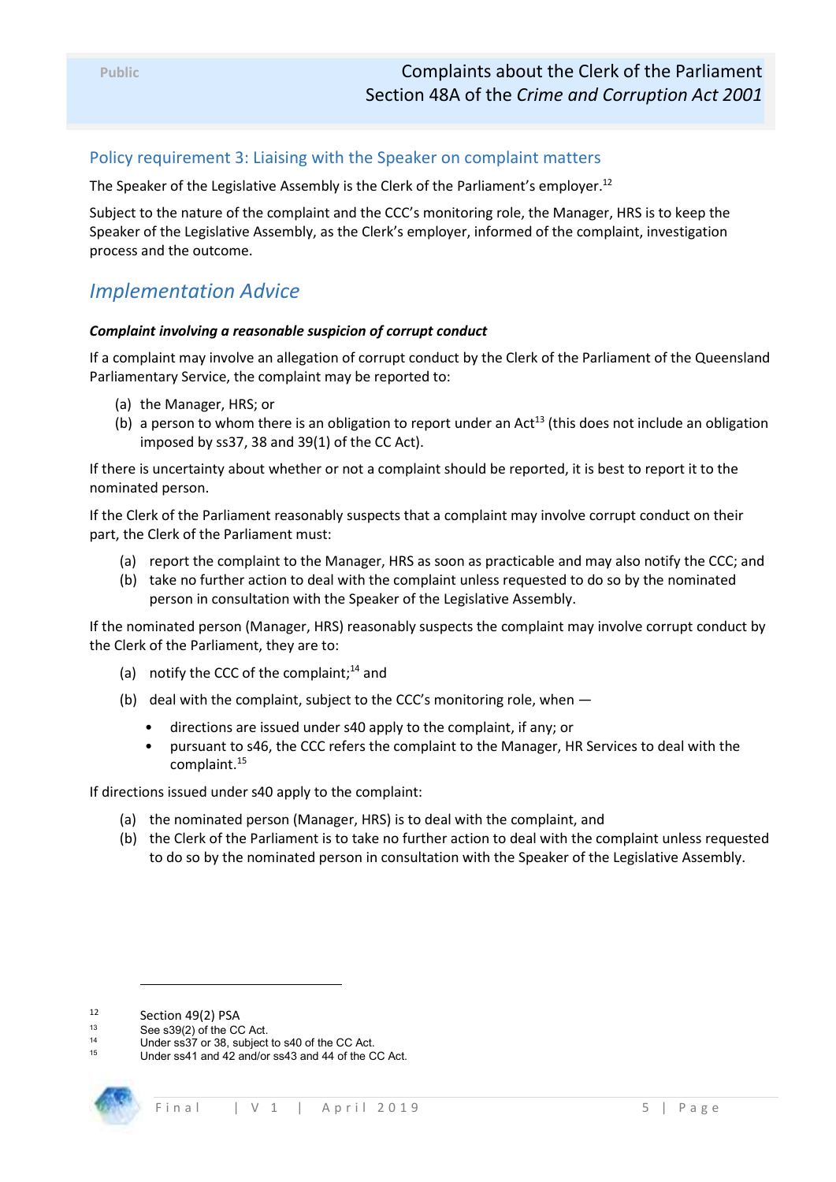## Policy requirement 3: Liaising with the Speaker on complaint matters

The Speaker of the Legislative Assembly is the Clerk of the Parliament's employer.[12]

Subject to the nature of the complaint and the CCC's monitoring role, the Manager, HRS is to keep the Speaker of the Legislative Assembly, as the Clerk's employer, informed of the complaint, investigation process and the outcome.

## *Implementation Advice*

***Complaint involving a reasonable suspicion of corrupt conduct***

If a complaint may involve an allegation of corrupt conduct by the Clerk of the Parliament of the Queensland Parliamentary Service, the complaint may be reported to:

(a) the Manager, HRS; or
(b) a person to whom there is an obligation to report under an Act[13] (this does not include an obligation imposed by ss37, 38 and 39(1) of the CC Act).

If there is uncertainty about whether or not a complaint should be reported, it is best to report it to the nominated person.

If the Clerk of the Parliament reasonably suspects that a complaint may involve corrupt conduct on their part, the Clerk of the Parliament must:

(a) report the complaint to the Manager, HRS as soon as practicable and may also notify the CCC; and
(b) take no further action to deal with the complaint unless requested to do so by the nominated person in consultation with the Speaker of the Legislative Assembly.

If the nominated person (Manager, HRS) reasonably suspects the complaint may involve corrupt conduct by the Clerk of the Parliament, they are to:

(a) notify the CCC of the complaint;[14] and
(b) deal with the complaint, subject to the CCC's monitoring role, when —
    - directions are issued under s40 apply to the complaint, if any; or
    - pursuant to s46, the CCC refers the complaint to the Manager, HR Services to deal with the complaint.[15]

If directions issued under s40 apply to the complaint:

(a) the nominated person (Manager, HRS) is to deal with the complaint, and
(b) the Clerk of the Parliament is to take no further action to deal with the complaint unless requested to do so by the nominated person in consultation with the Speaker of the Legislative Assembly.

---

[12] Section 49(2) PSA
[13] See s39(2) of the CC Act.
[14] Under ss37 or 38, subject to s40 of the CC Act.
[15] Under ss41 and 42 and/or ss43 and 44 of the CC Act.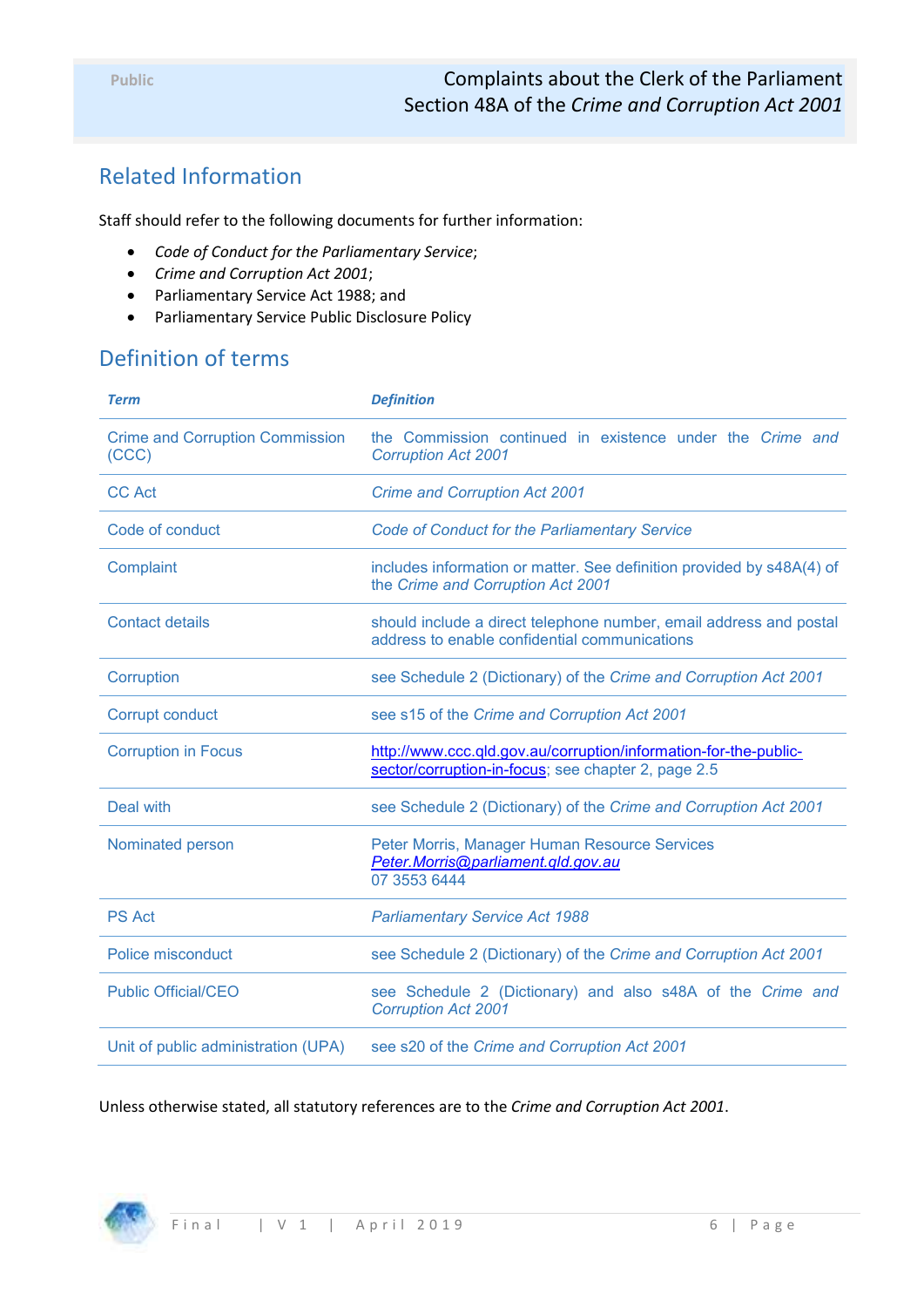## Related Information

Staff should refer to the following documents for further information:

- *Code of Conduct for the Parliamentary Service*;
- *Crime and Corruption Act 2001*;
- Parliamentary Service Act 1988; and
- Parliamentary Service Public Disclosure Policy

## Definition of terms

| ***Term*** | ***Definition*** |
|---|---|
| Crime and Corruption Commission (CCC) | the Commission continued in existence under the *Crime and Corruption Act 2001* |
| CC Act | *Crime and Corruption Act 2001* |
| Code of conduct | *Code of Conduct for the Parliamentary Service* |
| Complaint | includes information or matter. See definition provided by s48A(4) of the *Crime and Corruption Act 2001* |
| Contact details | should include a direct telephone number, email address and postal address to enable confidential communications |
| Corruption | see Schedule 2 (Dictionary) of the *Crime and Corruption Act 2001* |
| Corrupt conduct | see s15 of the *Crime and Corruption Act 2001* |
| Corruption in Focus | http://www.ccc.qld.gov.au/corruption/information-for-the-public-sector/corruption-in-focus; see chapter 2, page 2.5 |
| Deal with | see Schedule 2 (Dictionary) of the *Crime and Corruption Act 2001* |
| Nominated person | Peter Morris, Manager Human Resource Services<br>*Peter.Morris@parliament.qld.gov.au*<br>07 3553 6444 |
| PS Act | *Parliamentary Service Act 1988* |
| Police misconduct | see Schedule 2 (Dictionary) of the *Crime and Corruption Act 2001* |
| Public Official/CEO | see Schedule 2 (Dictionary) and also s48A of the *Crime and Corruption Act 2001* |
| Unit of public administration (UPA) | see s20 of the *Crime and Corruption Act 2001* |

Unless otherwise stated, all statutory references are to the *Crime and Corruption Act 2001*.